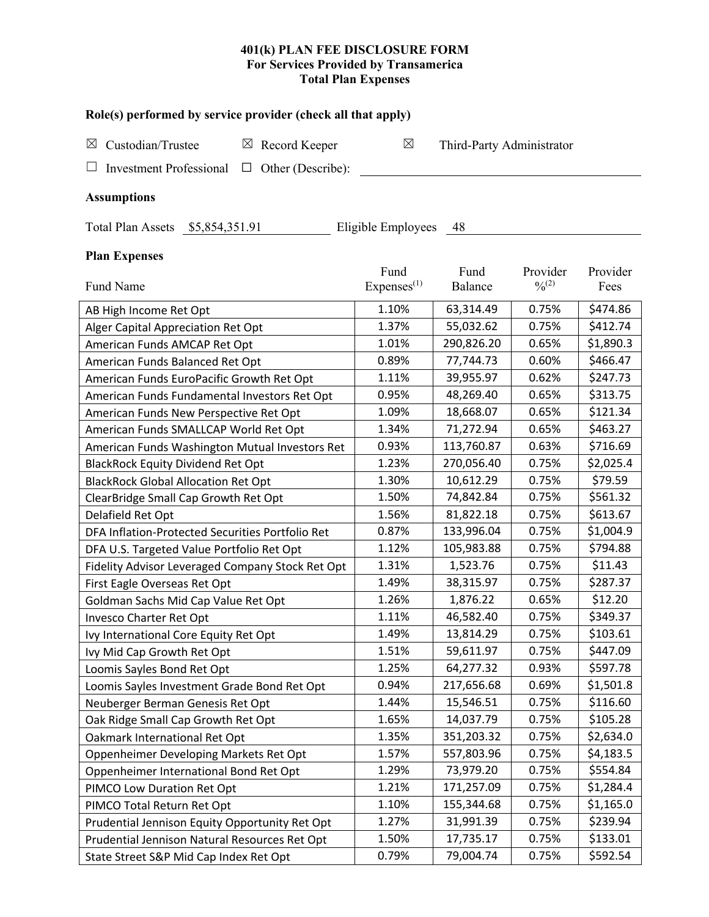# 401(k) PLAN FEE DISCLOSURE FORM
## For Services Provided by Transamerica
## Total Plan Expenses

### Role(s) performed by service provider (check all that apply)

☒ Custodian/Trustee ☒ Record Keeper ☒ Third-Party Administrator

☐ Investment Professional ☐ Other (Describe): ____________

### Assumptions

Total Plan Assets $5,854,351.91 Eligible Employees 48

### Plan Expenses

| Fund Name | Fund Expenses[(1)] | Fund Balance | Provider %[(2)] | Provider Fees |
|---|---|---|---|---|
| AB High Income Ret Opt | 1.10% | 63,314.49 | 0.75% | $474.86 |
| Alger Capital Appreciation Ret Opt | 1.37% | 55,032.62 | 0.75% | $412.74 |
| American Funds AMCAP Ret Opt | 1.01% | 290,826.20 | 0.65% | $1,890.3 |
| American Funds Balanced Ret Opt | 0.89% | 77,744.73 | 0.60% | $466.47 |
| American Funds EuroPacific Growth Ret Opt | 1.11% | 39,955.97 | 0.62% | $247.73 |
| American Funds Fundamental Investors Ret Opt | 0.95% | 48,269.40 | 0.65% | $313.75 |
| American Funds New Perspective Ret Opt | 1.09% | 18,668.07 | 0.65% | $121.34 |
| American Funds SMALLCAP World Ret Opt | 1.34% | 71,272.94 | 0.65% | $463.27 |
| American Funds Washington Mutual Investors Ret | 0.93% | 113,760.87 | 0.63% | $716.69 |
| BlackRock Equity Dividend Ret Opt | 1.23% | 270,056.40 | 0.75% | $2,025.4 |
| BlackRock Global Allocation Ret Opt | 1.30% | 10,612.29 | 0.75% | $79.59 |
| ClearBridge Small Cap Growth Ret Opt | 1.50% | 74,842.84 | 0.75% | $561.32 |
| Delafield Ret Opt | 1.56% | 81,822.18 | 0.75% | $613.67 |
| DFA Inflation-Protected Securities Portfolio Ret | 0.87% | 133,996.04 | 0.75% | $1,004.9 |
| DFA U.S. Targeted Value Portfolio Ret Opt | 1.12% | 105,983.88 | 0.75% | $794.88 |
| Fidelity Advisor Leveraged Company Stock Ret Opt | 1.31% | 1,523.76 | 0.75% | $11.43 |
| First Eagle Overseas Ret Opt | 1.49% | 38,315.97 | 0.75% | $287.37 |
| Goldman Sachs Mid Cap Value Ret Opt | 1.26% | 1,876.22 | 0.65% | $12.20 |
| Invesco Charter Ret Opt | 1.11% | 46,582.40 | 0.75% | $349.37 |
| Ivy International Core Equity Ret Opt | 1.49% | 13,814.29 | 0.75% | $103.61 |
| Ivy Mid Cap Growth Ret Opt | 1.51% | 59,611.97 | 0.75% | $447.09 |
| Loomis Sayles Bond Ret Opt | 1.25% | 64,277.32 | 0.93% | $597.78 |
| Loomis Sayles Investment Grade Bond Ret Opt | 0.94% | 217,656.68 | 0.69% | $1,501.8 |
| Neuberger Berman Genesis Ret Opt | 1.44% | 15,546.51 | 0.75% | $116.60 |
| Oak Ridge Small Cap Growth Ret Opt | 1.65% | 14,037.79 | 0.75% | $105.28 |
| Oakmark International Ret Opt | 1.35% | 351,203.32 | 0.75% | $2,634.0 |
| Oppenheimer Developing Markets Ret Opt | 1.57% | 557,803.96 | 0.75% | $4,183.5 |
| Oppenheimer International Bond Ret Opt | 1.29% | 73,979.20 | 0.75% | $554.84 |
| PIMCO Low Duration Ret Opt | 1.21% | 171,257.09 | 0.75% | $1,284.4 |
| PIMCO Total Return Ret Opt | 1.10% | 155,344.68 | 0.75% | $1,165.0 |
| Prudential Jennison Equity Opportunity Ret Opt | 1.27% | 31,991.39 | 0.75% | $239.94 |
| Prudential Jennison Natural Resources Ret Opt | 1.50% | 17,735.17 | 0.75% | $133.01 |
| State Street S&P Mid Cap Index Ret Opt | 0.79% | 79,004.74 | 0.75% | $592.54 |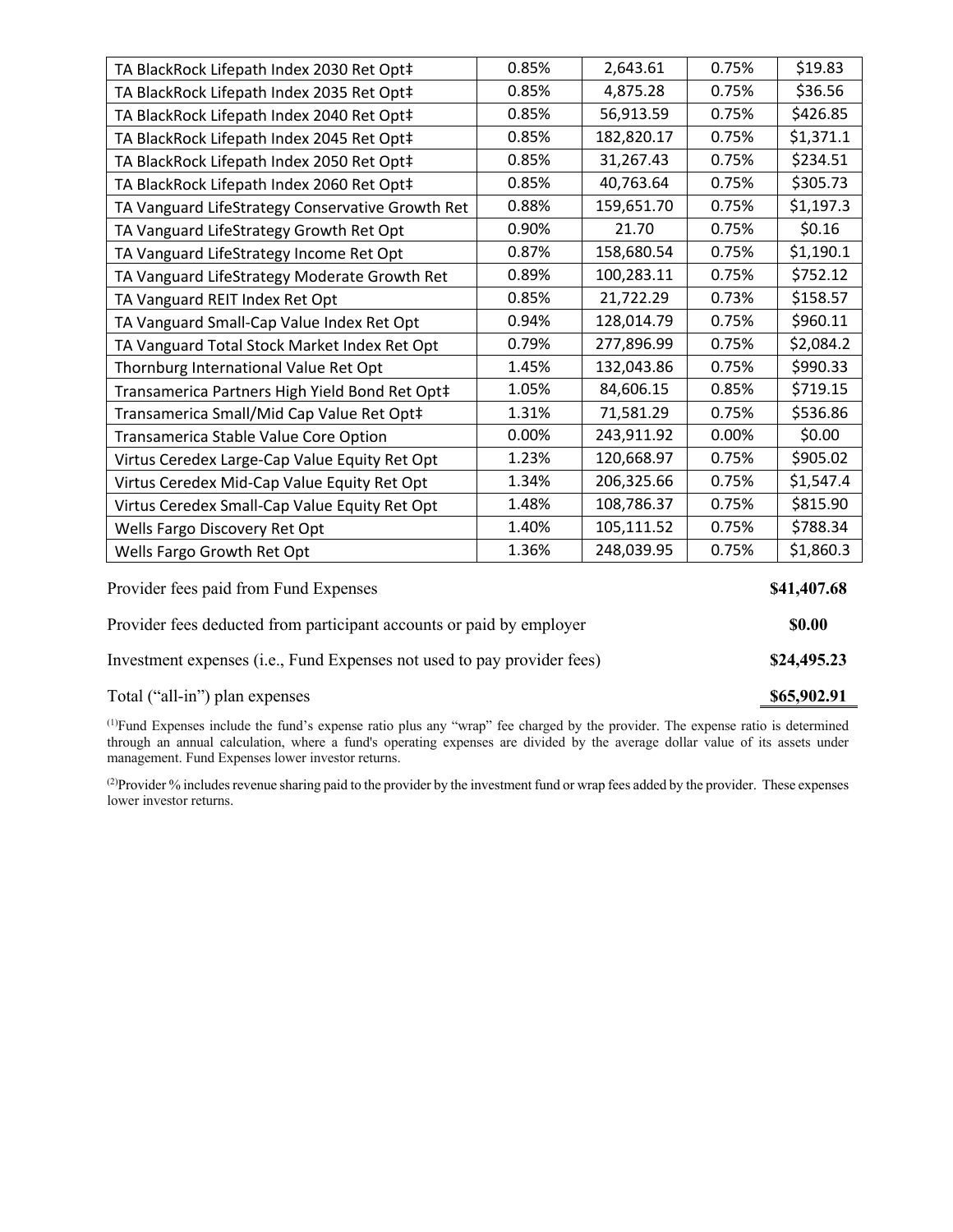| | | | | |
|---|---|---|---|---|
| TA BlackRock Lifepath Index 2030 Ret Opt‡ | 0.85% | 2,643.61 | 0.75% | $19.83 |
| TA BlackRock Lifepath Index 2035 Ret Opt‡ | 0.85% | 4,875.28 | 0.75% | $36.56 |
| TA BlackRock Lifepath Index 2040 Ret Opt‡ | 0.85% | 56,913.59 | 0.75% | $426.85 |
| TA BlackRock Lifepath Index 2045 Ret Opt‡ | 0.85% | 182,820.17 | 0.75% | $1,371.1 |
| TA BlackRock Lifepath Index 2050 Ret Opt‡ | 0.85% | 31,267.43 | 0.75% | $234.51 |
| TA BlackRock Lifepath Index 2060 Ret Opt‡ | 0.85% | 40,763.64 | 0.75% | $305.73 |
| TA Vanguard LifeStrategy Conservative Growth Ret | 0.88% | 159,651.70 | 0.75% | $1,197.3 |
| TA Vanguard LifeStrategy Growth Ret Opt | 0.90% | 21.70 | 0.75% | $0.16 |
| TA Vanguard LifeStrategy Income Ret Opt | 0.87% | 158,680.54 | 0.75% | $1,190.1 |
| TA Vanguard LifeStrategy Moderate Growth Ret | 0.89% | 100,283.11 | 0.75% | $752.12 |
| TA Vanguard REIT Index Ret Opt | 0.85% | 21,722.29 | 0.73% | $158.57 |
| TA Vanguard Small-Cap Value Index Ret Opt | 0.94% | 128,014.79 | 0.75% | $960.11 |
| TA Vanguard Total Stock Market Index Ret Opt | 0.79% | 277,896.99 | 0.75% | $2,084.2 |
| Thornburg International Value Ret Opt | 1.45% | 132,043.86 | 0.75% | $990.33 |
| Transamerica Partners High Yield Bond Ret Opt‡ | 1.05% | 84,606.15 | 0.85% | $719.15 |
| Transamerica Small/Mid Cap Value Ret Opt‡ | 1.31% | 71,581.29 | 0.75% | $536.86 |
| Transamerica Stable Value Core Option | 0.00% | 243,911.92 | 0.00% | $0.00 |
| Virtus Ceredex Large-Cap Value Equity Ret Opt | 1.23% | 120,668.97 | 0.75% | $905.02 |
| Virtus Ceredex Mid-Cap Value Equity Ret Opt | 1.34% | 206,325.66 | 0.75% | $1,547.4 |
| Virtus Ceredex Small-Cap Value Equity Ret Opt | 1.48% | 108,786.37 | 0.75% | $815.90 |
| Wells Fargo Discovery Ret Opt | 1.40% | 105,111.52 | 0.75% | $788.34 |
| Wells Fargo Growth Ret Opt | 1.36% | 248,039.95 | 0.75% | $1,860.3 |

| | |
|---|---|
| Provider fees paid from Fund Expenses | **$41,407.68** |
| Provider fees deducted from participant accounts or paid by employer | **$0.00** |
| Investment expenses (i.e., Fund Expenses not used to pay provider fees) | **$24,495.23** |
| Total ("all-in") plan expenses | **$65,902.91** |

[(1)]Fund Expenses include the fund's expense ratio plus any "wrap" fee charged by the provider. The expense ratio is determined through an annual calculation, where a fund's operating expenses are divided by the average dollar value of its assets under management. Fund Expenses lower investor returns.

[(2)]Provider % includes revenue sharing paid to the provider by the investment fund or wrap fees added by the provider. These expenses lower investor returns.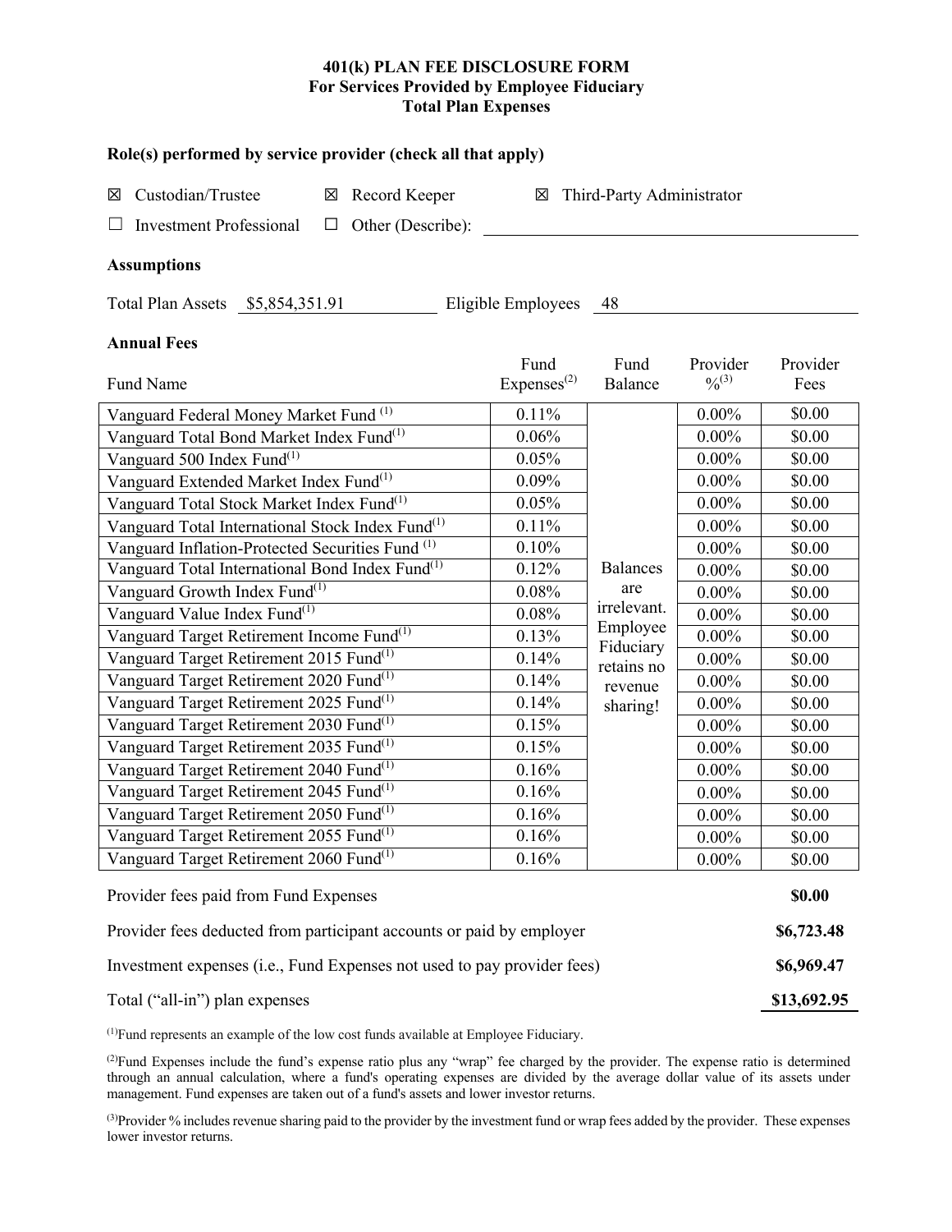# 401(k) PLAN FEE DISCLOSURE FORM
## For Services Provided by Employee Fiduciary
## Total Plan Expenses

### Role(s) performed by service provider (check all that apply)

☒ Custodian/Trustee ☒ Record Keeper ☒ Third-Party Administrator

☐ Investment Professional ☐ Other (Describe): ____________

### Assumptions

Total Plan Assets $5,854,351.91 Eligible Employees 48

### Annual Fees

| Fund Name | Fund Expenses[2] | Fund Balance | Provider %[3] | Provider Fees |
|---|---|---|---|---|
| Vanguard Federal Money Market Fund [1] | 0.11% | Balances are irrelevant. Employee Fiduciary retains no revenue sharing! | 0.00% | $0.00 |
| Vanguard Total Bond Market Index Fund[1] | 0.06% | | 0.00% | $0.00 |
| Vanguard 500 Index Fund[1] | 0.05% | | 0.00% | $0.00 |
| Vanguard Extended Market Index Fund[1] | 0.09% | | 0.00% | $0.00 |
| Vanguard Total Stock Market Index Fund[1] | 0.05% | | 0.00% | $0.00 |
| Vanguard Total International Stock Index Fund[1] | 0.11% | | 0.00% | $0.00 |
| Vanguard Inflation-Protected Securities Fund [1] | 0.10% | | 0.00% | $0.00 |
| Vanguard Total International Bond Index Fund[1] | 0.12% | | 0.00% | $0.00 |
| Vanguard Growth Index Fund[1] | 0.08% | | 0.00% | $0.00 |
| Vanguard Value Index Fund[1] | 0.08% | | 0.00% | $0.00 |
| Vanguard Target Retirement Income Fund[1] | 0.13% | | 0.00% | $0.00 |
| Vanguard Target Retirement 2015 Fund[1] | 0.14% | | 0.00% | $0.00 |
| Vanguard Target Retirement 2020 Fund[1] | 0.14% | | 0.00% | $0.00 |
| Vanguard Target Retirement 2025 Fund[1] | 0.14% | | 0.00% | $0.00 |
| Vanguard Target Retirement 2030 Fund[1] | 0.15% | | 0.00% | $0.00 |
| Vanguard Target Retirement 2035 Fund[1] | 0.15% | | 0.00% | $0.00 |
| Vanguard Target Retirement 2040 Fund[1] | 0.16% | | 0.00% | $0.00 |
| Vanguard Target Retirement 2045 Fund[1] | 0.16% | | 0.00% | $0.00 |
| Vanguard Target Retirement 2050 Fund[1] | 0.16% | | 0.00% | $0.00 |
| Vanguard Target Retirement 2055 Fund[1] | 0.16% | | 0.00% | $0.00 |
| Vanguard Target Retirement 2060 Fund[1] | 0.16% | | 0.00% | $0.00 |

| | |
|---|---|
| Provider fees paid from Fund Expenses | **$0.00** |
| Provider fees deducted from participant accounts or paid by employer | **$6,723.48** |
| Investment expenses (i.e., Fund Expenses not used to pay provider fees) | **$6,969.47** |
| Total ("all-in") plan expenses | **$13,692.95** |

[1]Fund represents an example of the low cost funds available at Employee Fiduciary.

[2]Fund Expenses include the fund's expense ratio plus any "wrap" fee charged by the provider. The expense ratio is determined through an annual calculation, where a fund's operating expenses are divided by the average dollar value of its assets under management. Fund expenses are taken out of a fund's assets and lower investor returns.

[3]Provider % includes revenue sharing paid to the provider by the investment fund or wrap fees added by the provider. These expenses lower investor returns.